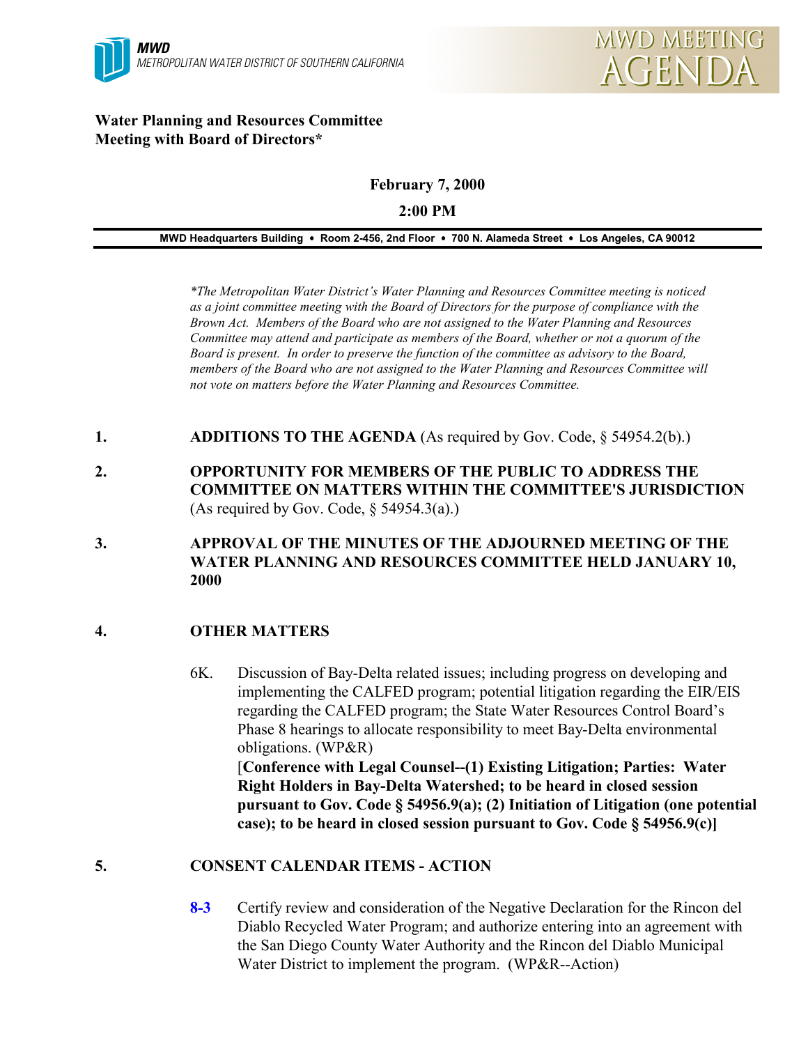**MWD**
METROPOLITAN WATER DISTRICT OF SOUTHERN CALIFORNIA

MWD MEETING AGENDA

**Water Planning and Resources Committee**
**Meeting with Board of Directors***

**February 7, 2000**

**2:00 PM**

**MWD Headquarters Building • Room 2-456, 2nd Floor • 700 N. Alameda Street • Los Angeles, CA 90012**

*\*The Metropolitan Water District's Water Planning and Resources Committee meeting is noticed as a joint committee meeting with the Board of Directors for the purpose of compliance with the Brown Act. Members of the Board who are not assigned to the Water Planning and Resources Committee may attend and participate as members of the Board, whether or not a quorum of the Board is present. In order to preserve the function of the committee as advisory to the Board, members of the Board who are not assigned to the Water Planning and Resources Committee will not vote on matters before the Water Planning and Resources Committee.*

1. **ADDITIONS TO THE AGENDA** (As required by Gov. Code, § 54954.2(b).)

2. **OPPORTUNITY FOR MEMBERS OF THE PUBLIC TO ADDRESS THE COMMITTEE ON MATTERS WITHIN THE COMMITTEE'S JURISDICTION** (As required by Gov. Code, § 54954.3(a).)

3. **APPROVAL OF THE MINUTES OF THE ADJOURNED MEETING OF THE WATER PLANNING AND RESOURCES COMMITTEE HELD JANUARY 10, 2000**

4. **OTHER MATTERS**

   6K. Discussion of Bay-Delta related issues; including progress on developing and implementing the CALFED program; potential litigation regarding the EIR/EIS regarding the CALFED program; the State Water Resources Control Board's Phase 8 hearings to allocate responsibility to meet Bay-Delta environmental obligations. (WP&R)
   [**Conference with Legal Counsel--(1) Existing Litigation; Parties: Water Right Holders in Bay-Delta Watershed; to be heard in closed session pursuant to Gov. Code § 54956.9(a); (2) Initiation of Litigation (one potential case); to be heard in closed session pursuant to Gov. Code § 54956.9(c)]**

5. **CONSENT CALENDAR ITEMS - ACTION**

   **8-3** Certify review and consideration of the Negative Declaration for the Rincon del Diablo Recycled Water Program; and authorize entering into an agreement with the San Diego County Water Authority and the Rincon del Diablo Municipal Water District to implement the program. (WP&R--Action)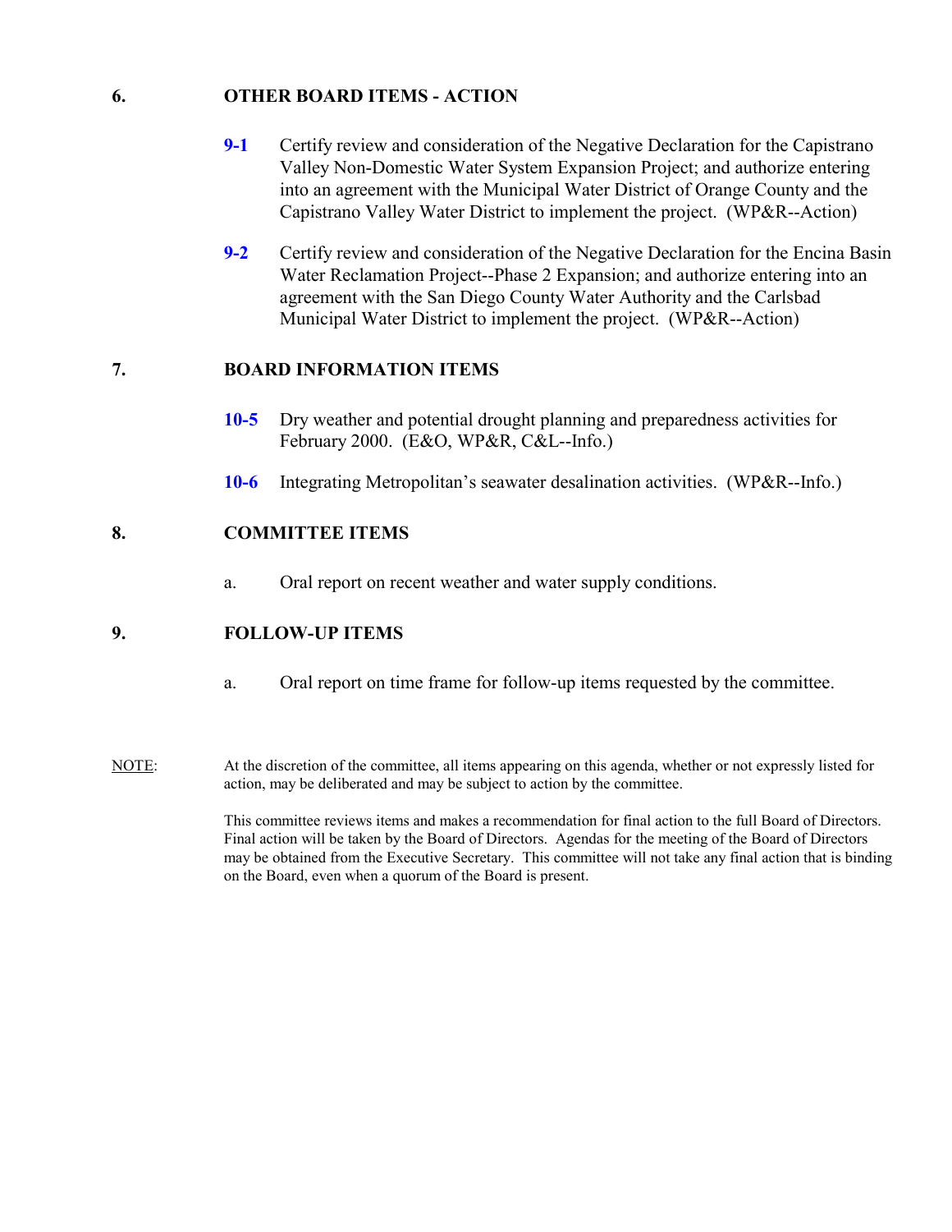## 6. OTHER BOARD ITEMS - ACTION

**9-1** Certify review and consideration of the Negative Declaration for the Capistrano Valley Non-Domestic Water System Expansion Project; and authorize entering into an agreement with the Municipal Water District of Orange County and the Capistrano Valley Water District to implement the project. (WP&R--Action)

**9-2** Certify review and consideration of the Negative Declaration for the Encina Basin Water Reclamation Project--Phase 2 Expansion; and authorize entering into an agreement with the San Diego County Water Authority and the Carlsbad Municipal Water District to implement the project. (WP&R--Action)

## 7. BOARD INFORMATION ITEMS

**10-5** Dry weather and potential drought planning and preparedness activities for February 2000. (E&O, WP&R, C&L--Info.)

**10-6** Integrating Metropolitan's seawater desalination activities. (WP&R--Info.)

## 8. COMMITTEE ITEMS

a. Oral report on recent weather and water supply conditions.

## 9. FOLLOW-UP ITEMS

a. Oral report on time frame for follow-up items requested by the committee.

NOTE: At the discretion of the committee, all items appearing on this agenda, whether or not expressly listed for action, may be deliberated and may be subject to action by the committee.

This committee reviews items and makes a recommendation for final action to the full Board of Directors. Final action will be taken by the Board of Directors. Agendas for the meeting of the Board of Directors may be obtained from the Executive Secretary. This committee will not take any final action that is binding on the Board, even when a quorum of the Board is present.